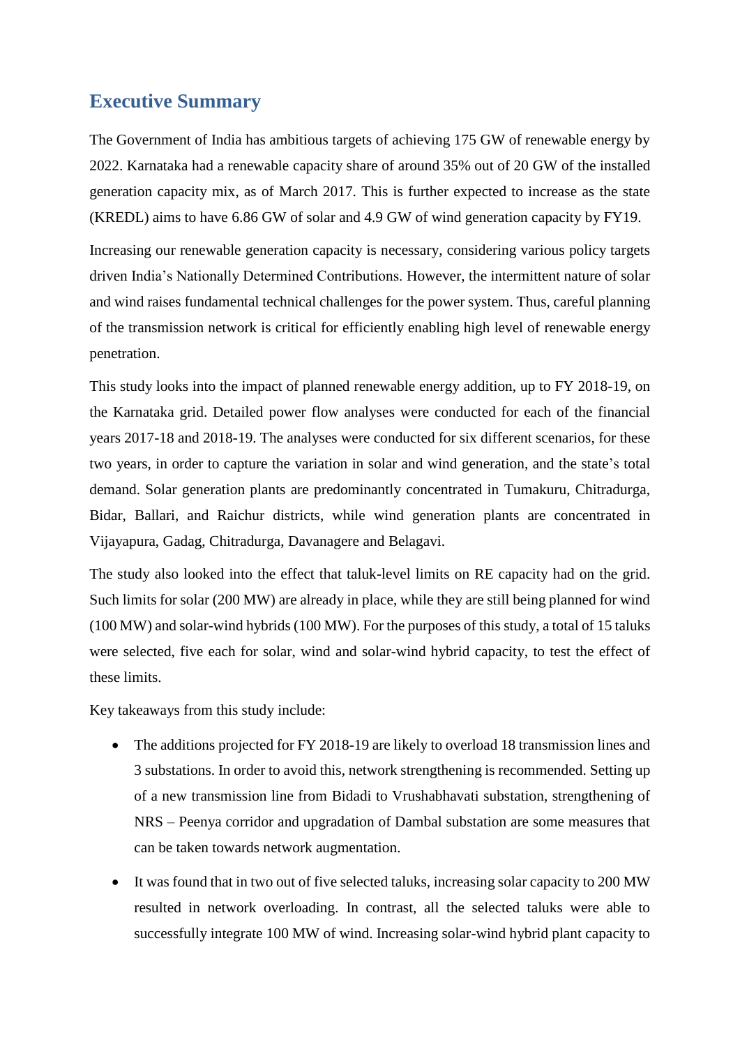# Executive Summary

The Government of India has ambitious targets of achieving 175 GW of renewable energy by 2022. Karnataka had a renewable capacity share of around 35% out of 20 GW of the installed generation capacity mix, as of March 2017. This is further expected to increase as the state (KREDL) aims to have 6.86 GW of solar and 4.9 GW of wind generation capacity by FY19.

Increasing our renewable generation capacity is necessary, considering various policy targets driven India's Nationally Determined Contributions. However, the intermittent nature of solar and wind raises fundamental technical challenges for the power system. Thus, careful planning of the transmission network is critical for efficiently enabling high level of renewable energy penetration.

This study looks into the impact of planned renewable energy addition, up to FY 2018-19, on the Karnataka grid. Detailed power flow analyses were conducted for each of the financial years 2017-18 and 2018-19. The analyses were conducted for six different scenarios, for these two years, in order to capture the variation in solar and wind generation, and the state's total demand. Solar generation plants are predominantly concentrated in Tumakuru, Chitradurga, Bidar, Ballari, and Raichur districts, while wind generation plants are concentrated in Vijayapura, Gadag, Chitradurga, Davanagere and Belagavi.

The study also looked into the effect that taluk-level limits on RE capacity had on the grid. Such limits for solar (200 MW) are already in place, while they are still being planned for wind (100 MW) and solar-wind hybrids (100 MW). For the purposes of this study, a total of 15 taluks were selected, five each for solar, wind and solar-wind hybrid capacity, to test the effect of these limits.

Key takeaways from this study include:

- The additions projected for FY 2018-19 are likely to overload 18 transmission lines and 3 substations. In order to avoid this, network strengthening is recommended. Setting up of a new transmission line from Bidadi to Vrushabhavati substation, strengthening of NRS – Peenya corridor and upgradation of Dambal substation are some measures that can be taken towards network augmentation.
- It was found that in two out of five selected taluks, increasing solar capacity to 200 MW resulted in network overloading. In contrast, all the selected taluks were able to successfully integrate 100 MW of wind. Increasing solar-wind hybrid plant capacity to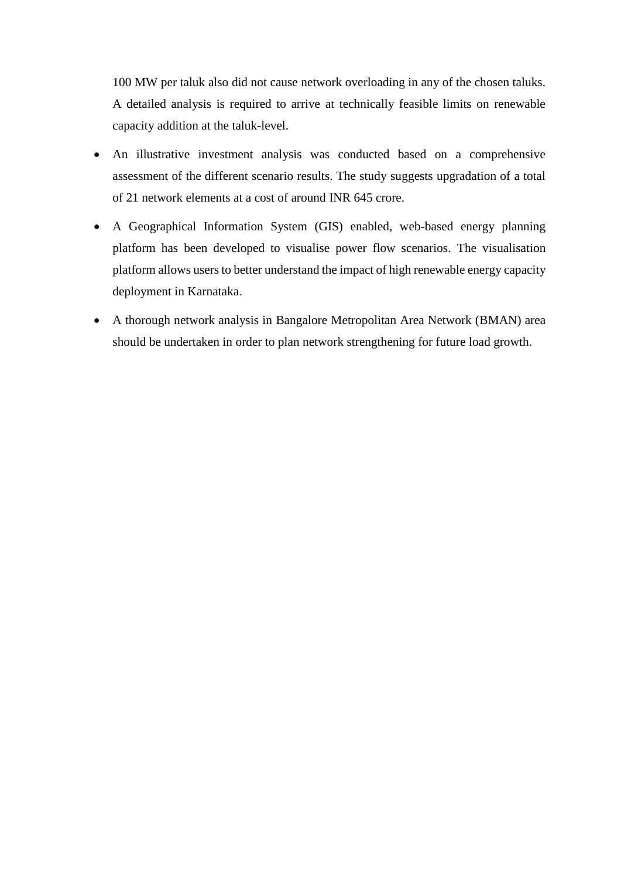100 MW per taluk also did not cause network overloading in any of the chosen taluks. A detailed analysis is required to arrive at technically feasible limits on renewable capacity addition at the taluk-level.

- An illustrative investment analysis was conducted based on a comprehensive assessment of the different scenario results. The study suggests upgradation of a total of 21 network elements at a cost of around INR 645 crore.
- A Geographical Information System (GIS) enabled, web-based energy planning platform has been developed to visualise power flow scenarios. The visualisation platform allows users to better understand the impact of high renewable energy capacity deployment in Karnataka.
- A thorough network analysis in Bangalore Metropolitan Area Network (BMAN) area should be undertaken in order to plan network strengthening for future load growth.